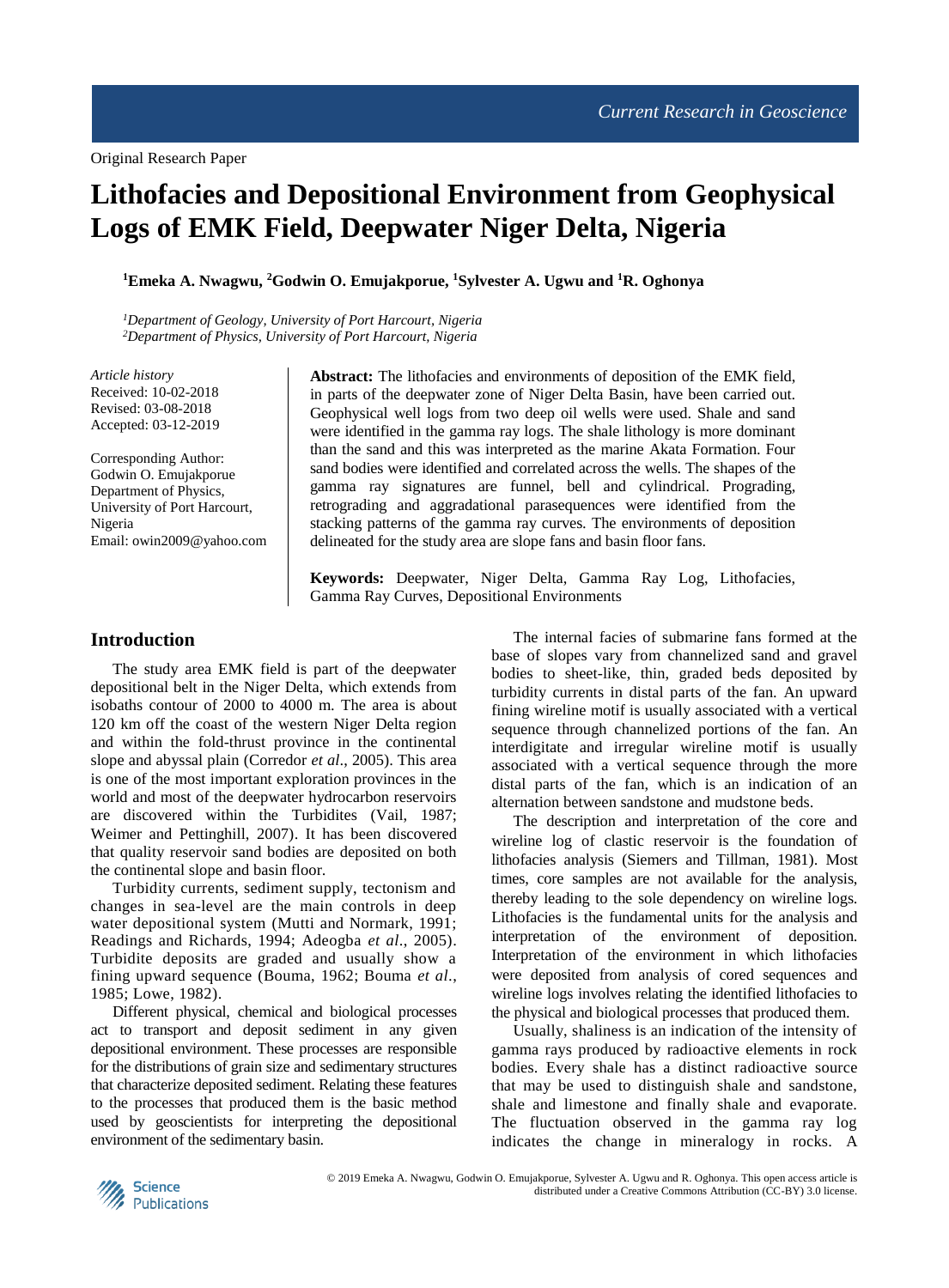Original Research Paper

# Lithofacies and Depositional Environment from Geophysical Logs of EMK Field, Deepwater Niger Delta, Nigeria

**[1]Emeka A. Nwagwu, [2]Godwin O. Emujakporue, [1]Sylvester A. Ugwu and [1]R. Oghonya**

*[1]Department of Geology, University of Port Harcourt, Nigeria*
*[2]Department of Physics, University of Port Harcourt, Nigeria*

*Article history*
Received: 10-02-2018
Revised: 03-08-2018
Accepted: 03-12-2019

Corresponding Author:
Godwin O. Emujakporue
Department of Physics,
University of Port Harcourt,
Nigeria
Email: owin2009@yahoo.com

**Abstract:** The lithofacies and environments of deposition of the EMK field, in parts of the deepwater zone of Niger Delta Basin, have been carried out. Geophysical well logs from two deep oil wells were used. Shale and sand were identified in the gamma ray logs. The shale lithology is more dominant than the sand and this was interpreted as the marine Akata Formation. Four sand bodies were identified and correlated across the wells. The shapes of the gamma ray signatures are funnel, bell and cylindrical. Prograding, retrograding and aggradational parasequences were identified from the stacking patterns of the gamma ray curves. The environments of deposition delineated for the study area are slope fans and basin floor fans.

**Keywords:** Deepwater, Niger Delta, Gamma Ray Log, Lithofacies, Gamma Ray Curves, Depositional Environments

## Introduction

The study area EMK field is part of the deepwater depositional belt in the Niger Delta, which extends from isobaths contour of 2000 to 4000 m. The area is about 120 km off the coast of the western Niger Delta region and within the fold-thrust province in the continental slope and abyssal plain (Corredor *et al*., 2005). This area is one of the most important exploration provinces in the world and most of the deepwater hydrocarbon reservoirs are discovered within the Turbidites (Vail, 1987; Weimer and Pettinghill, 2007). It has been discovered that quality reservoir sand bodies are deposited on both the continental slope and basin floor.

Turbidity currents, sediment supply, tectonism and changes in sea-level are the main controls in deep water depositional system (Mutti and Normark, 1991; Readings and Richards, 1994; Adeogba *et al*., 2005). Turbidite deposits are graded and usually show a fining upward sequence (Bouma, 1962; Bouma *et al*., 1985; Lowe, 1982).

Different physical, chemical and biological processes act to transport and deposit sediment in any given depositional environment. These processes are responsible for the distributions of grain size and sedimentary structures that characterize deposited sediment. Relating these features to the processes that produced them is the basic method used by geoscientists for interpreting the depositional environment of the sedimentary basin.

The internal facies of submarine fans formed at the base of slopes vary from channelized sand and gravel bodies to sheet-like, thin, graded beds deposited by turbidity currents in distal parts of the fan. An upward fining wireline motif is usually associated with a vertical sequence through channelized portions of the fan. An interdigitate and irregular wireline motif is usually associated with a vertical sequence through the more distal parts of the fan, which is an indication of an alternation between sandstone and mudstone beds.

The description and interpretation of the core and wireline log of clastic reservoir is the foundation of lithofacies analysis (Siemers and Tillman, 1981). Most times, core samples are not available for the analysis, thereby leading to the sole dependency on wireline logs. Lithofacies is the fundamental units for the analysis and interpretation of the environment of deposition. Interpretation of the environment in which lithofacies were deposited from analysis of cored sequences and wireline logs involves relating the identified lithofacies to the physical and biological processes that produced them.

Usually, shaliness is an indication of the intensity of gamma rays produced by radioactive elements in rock bodies. Every shale has a distinct radioactive source that may be used to distinguish shale and sandstone, shale and limestone and finally shale and evaporate. The fluctuation observed in the gamma ray log indicates the change in mineralogy in rocks. A

© 2019 Emeka A. Nwagwu, Godwin O. Emujakporue, Sylvester A. Ugwu and R. Oghonya. This open access article is distributed under a Creative Commons Attribution (CC-BY) 3.0 license.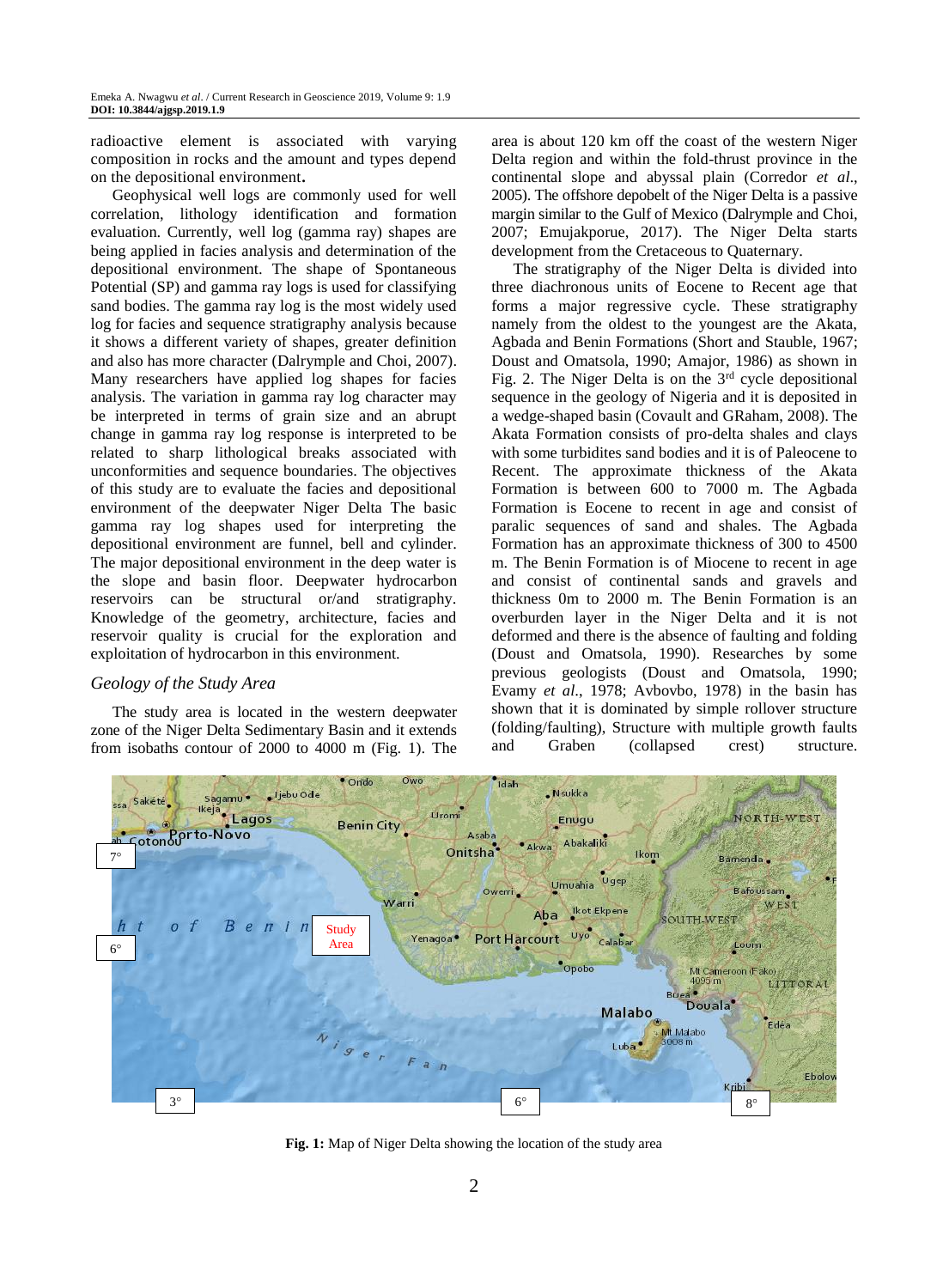radioactive element is associated with varying composition in rocks and the amount and types depend on the depositional environment**.**

Geophysical well logs are commonly used for well correlation, lithology identification and formation evaluation. Currently, well log (gamma ray) shapes are being applied in facies analysis and determination of the depositional environment. The shape of Spontaneous Potential (SP) and gamma ray logs is used for classifying sand bodies. The gamma ray log is the most widely used log for facies and sequence stratigraphy analysis because it shows a different variety of shapes, greater definition and also has more character (Dalrymple and Choi, 2007). Many researchers have applied log shapes for facies analysis. The variation in gamma ray log character may be interpreted in terms of grain size and an abrupt change in gamma ray log response is interpreted to be related to sharp lithological breaks associated with unconformities and sequence boundaries. The objectives of this study are to evaluate the facies and depositional environment of the deepwater Niger Delta The basic gamma ray log shapes used for interpreting the depositional environment are funnel, bell and cylinder. The major depositional environment in the deep water is the slope and basin floor. Deepwater hydrocarbon reservoirs can be structural or/and stratigraphy. Knowledge of the geometry, architecture, facies and reservoir quality is crucial for the exploration and exploitation of hydrocarbon in this environment.

## *Geology of the Study Area*

The study area is located in the western deepwater zone of the Niger Delta Sedimentary Basin and it extends from isobaths contour of 2000 to 4000 m (Fig. 1). The area is about 120 km off the coast of the western Niger Delta region and within the fold-thrust province in the continental slope and abyssal plain (Corredor *et al*., 2005). The offshore depobelt of the Niger Delta is a passive margin similar to the Gulf of Mexico (Dalrymple and Choi, 2007; Emujakporue, 2017). The Niger Delta starts development from the Cretaceous to Quaternary.

The stratigraphy of the Niger Delta is divided into three diachronous units of Eocene to Recent age that forms a major regressive cycle. These stratigraphy namely from the oldest to the youngest are the Akata, Agbada and Benin Formations (Short and Stauble, 1967; Doust and Omatsola, 1990; Amajor, 1986) as shown in Fig. 2. The Niger Delta is on the 3rd cycle depositional sequence in the geology of Nigeria and it is deposited in a wedge-shaped basin (Covault and GRaham, 2008). The Akata Formation consists of pro-delta shales and clays with some turbidites sand bodies and it is of Paleocene to Recent. The approximate thickness of the Akata Formation is between 600 to 7000 m. The Agbada Formation is Eocene to recent in age and consist of paralic sequences of sand and shales. The Agbada Formation has an approximate thickness of 300 to 4500 m. The Benin Formation is of Miocene to recent in age and consist of continental sands and gravels and thickness 0m to 2000 m. The Benin Formation is an overburden layer in the Niger Delta and it is not deformed and there is the absence of faulting and folding (Doust and Omatsola, 1990). Researches by some previous geologists (Doust and Omatsola, 1990; Evamy *et al*., 1978; Avbovbo, 1978) in the basin has shown that it is dominated by simple rollover structure (folding/faulting), Structure with multiple growth faults and Graben (collapsed crest) structure.

**Fig. 1:** Map of Niger Delta showing the location of the study area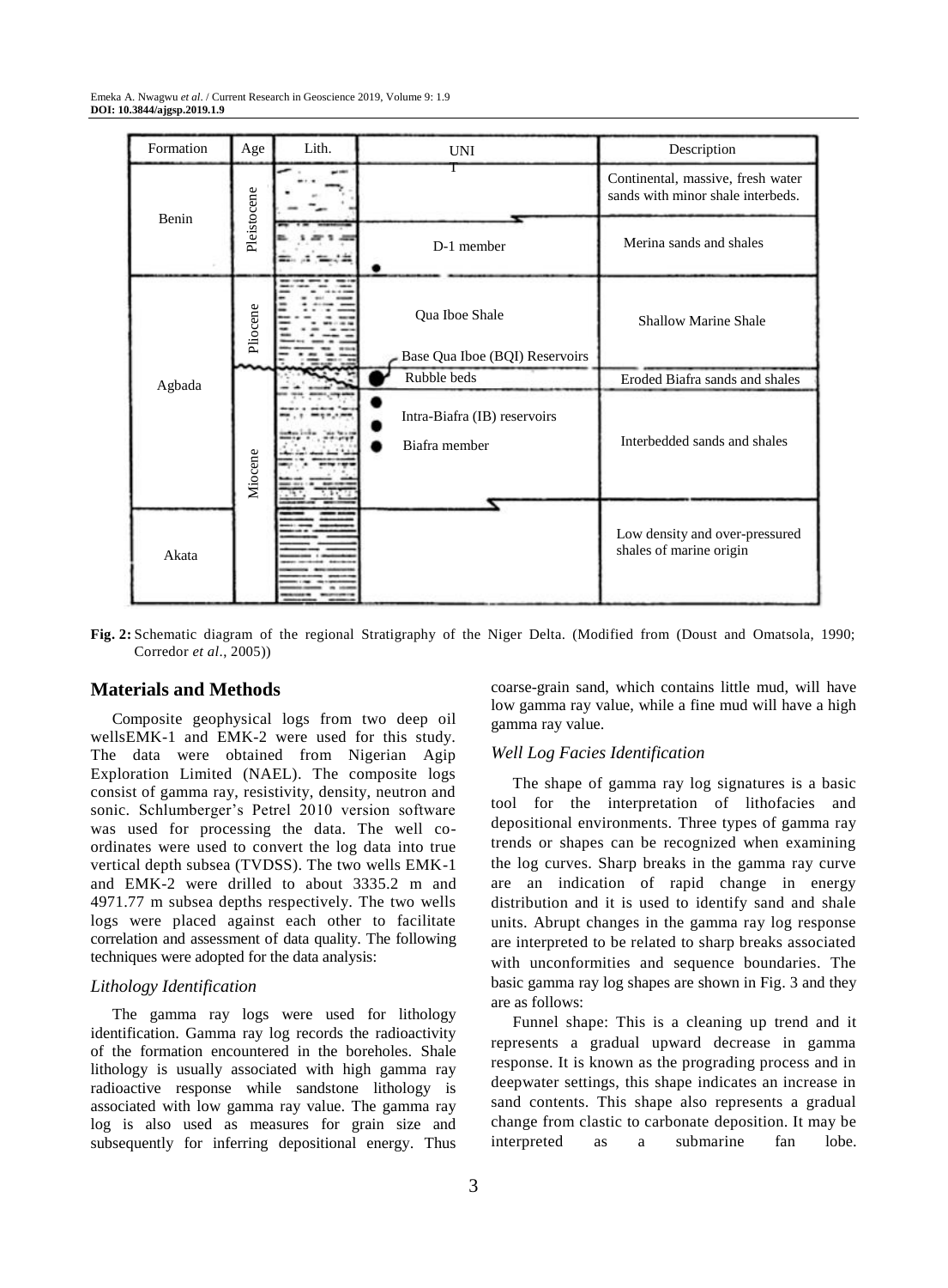Formation
Age
Lith.
UNIT
Description

Benin
Pleistocene
Continental, massive, fresh water sands with minor shale interbeds.
D-1 member
Merina sands and shales

Agbada
Pliocene
Qua Iboe Shale
Shallow Marine Shale
Base Qua Iboe (BQI) Reservoirs
Rubble beds
Eroded Biafra sands and shales
Miocene
Intra-Biafra (IB) reservoirs
Biafra member
Interbedded sands and shales

Akata
Low density and over-pressured shales of marine origin

**Fig. 2:** Schematic diagram of the regional Stratigraphy of the Niger Delta. (Modified from (Doust and Omatsola, 1990; Corredor *et al*., 2005))

## Materials and Methods

Composite geophysical logs from two deep oil wellsEMK-1 and EMK-2 were used for this study. The data were obtained from Nigerian Agip Exploration Limited (NAEL). The composite logs consist of gamma ray, resistivity, density, neutron and sonic. Schlumberger's Petrel 2010 version software was used for processing the data. The well co-ordinates were used to convert the log data into true vertical depth subsea (TVDSS). The two wells EMK-1 and EMK-2 were drilled to about 3335.2 m and 4971.77 m subsea depths respectively. The two wells logs were placed against each other to facilitate correlation and assessment of data quality. The following techniques were adopted for the data analysis:

### *Lithology Identification*

The gamma ray logs were used for lithology identification. Gamma ray log records the radioactivity of the formation encountered in the boreholes. Shale lithology is usually associated with high gamma ray radioactive response while sandstone lithology is associated with low gamma ray value. The gamma ray log is also used as measures for grain size and subsequently for inferring depositional energy. Thus coarse-grain sand, which contains little mud, will have low gamma ray value, while a fine mud will have a high gamma ray value.

### *Well Log Facies Identification*

The shape of gamma ray log signatures is a basic tool for the interpretation of lithofacies and depositional environments. Three types of gamma ray trends or shapes can be recognized when examining the log curves. Sharp breaks in the gamma ray curve are an indication of rapid change in energy distribution and it is used to identify sand and shale units. Abrupt changes in the gamma ray log response are interpreted to be related to sharp breaks associated with unconformities and sequence boundaries. The basic gamma ray log shapes are shown in Fig. 3 and they are as follows:

Funnel shape: This is a cleaning up trend and it represents a gradual upward decrease in gamma response. It is known as the prograding process and in deepwater settings, this shape indicates an increase in sand contents. This shape also represents a gradual change from clastic to carbonate deposition. It may be interpreted as a submarine fan lobe.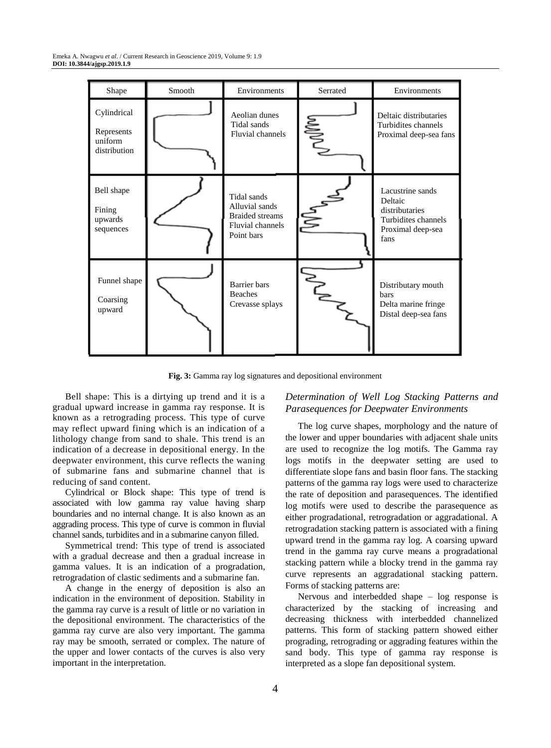| Shape | Smooth | Environments | Serrated | Environments |
|---|---|---|---|---|
| Cylindrical<br><br>Represents uniform distribution | | Aeolian dunes<br>Tidal sands<br>Fluvial channels | | Deltaic distributaries<br>Turbidites channels<br>Proximal deep-sea fans |
| Bell shape<br><br>Fining upwards sequences | | Tidal sands<br>Alluvial sands<br>Braided streams<br>Fluvial channels<br>Point bars | | Lacustrine sands<br>Deltaic distributaries<br>Turbidites channels<br>Proximal deep-sea fans |
| Funnel shape<br><br>Coarsing upward | | Barrier bars<br>Beaches<br>Crevasse splays | | Distributary mouth bars<br>Delta marine fringe<br>Distal deep-sea fans |

**Fig. 3:** Gamma ray log signatures and depositional environment

Bell shape: This is a dirtying up trend and it is a gradual upward increase in gamma ray response. It is known as a retrograding process. This type of curve may reflect upward fining which is an indication of a lithology change from sand to shale. This trend is an indication of a decrease in depositional energy. In the deepwater environment, this curve reflects the waning of submarine fans and submarine channel that is reducing of sand content.

Cylindrical or Block shape: This type of trend is associated with low gamma ray value having sharp boundaries and no internal change. It is also known as an aggrading process. This type of curve is common in fluvial channel sands, turbidites and in a submarine canyon filled.

Symmetrical trend: This type of trend is associated with a gradual decrease and then a gradual increase in gamma values. It is an indication of a progradation, retrogradation of clastic sediments and a submarine fan.

A change in the energy of deposition is also an indication in the environment of deposition. Stability in the gamma ray curve is a result of little or no variation in the depositional environment. The characteristics of the gamma ray curve are also very important. The gamma ray may be smooth, serrated or complex. The nature of the upper and lower contacts of the curves is also very important in the interpretation.

### *Determination of Well Log Stacking Patterns and Parasequences for Deepwater Environments*

The log curve shapes, morphology and the nature of the lower and upper boundaries with adjacent shale units are used to recognize the log motifs. The Gamma ray logs motifs in the deepwater setting are used to differentiate slope fans and basin floor fans. The stacking patterns of the gamma ray logs were used to characterize the rate of deposition and parasequences. The identified log motifs were used to describe the parasequence as either progradational, retrogradation or aggradational. A retrogradation stacking pattern is associated with a fining upward trend in the gamma ray log. A coarsing upward trend in the gamma ray curve means a progradational stacking pattern while a blocky trend in the gamma ray curve represents an aggradational stacking pattern. Forms of stacking patterns are:

Nervous and interbedded shape – log response is characterized by the stacking of increasing and decreasing thickness with interbedded channelized patterns. This form of stacking pattern showed either prograding, retrograding or aggrading features within the sand body. This type of gamma ray response is interpreted as a slope fan depositional system.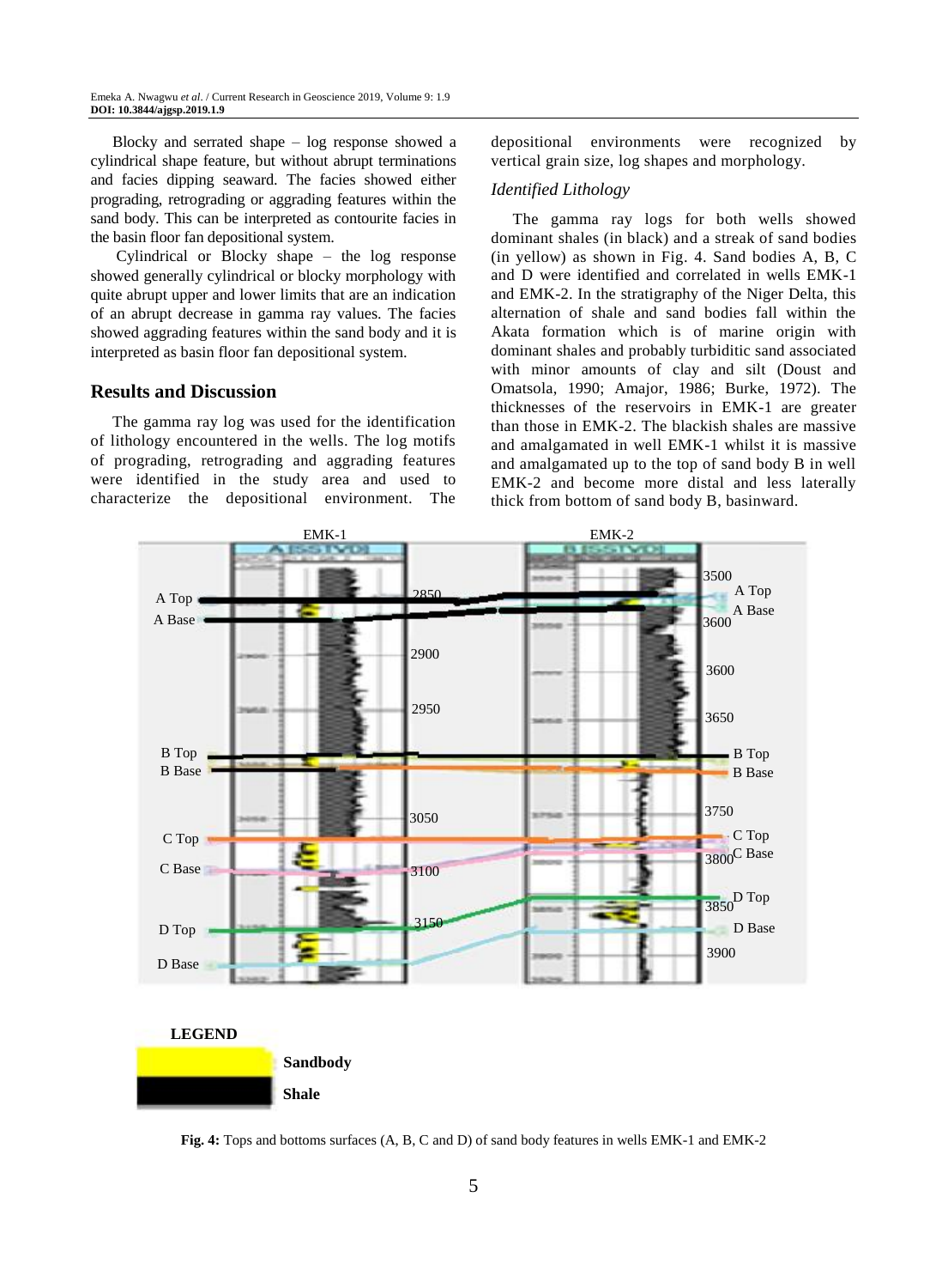Blocky and serrated shape – log response showed a cylindrical shape feature, but without abrupt terminations and facies dipping seaward. The facies showed either prograding, retrograding or aggrading features within the sand body. This can be interpreted as contourite facies in the basin floor fan depositional system.

Cylindrical or Blocky shape – the log response showed generally cylindrical or blocky morphology with quite abrupt upper and lower limits that are an indication of an abrupt decrease in gamma ray values. The facies showed aggrading features within the sand body and it is interpreted as basin floor fan depositional system.

## Results and Discussion

The gamma ray log was used for the identification of lithology encountered in the wells. The log motifs of prograding, retrograding and aggrading features were identified in the study area and used to characterize the depositional environment. The depositional environments were recognized by vertical grain size, log shapes and morphology.

### *Identified Lithology*

The gamma ray logs for both wells showed dominant shales (in black) and a streak of sand bodies (in yellow) as shown in Fig. 4. Sand bodies A, B, C and D were identified and correlated in wells EMK-1 and EMK-2. In the stratigraphy of the Niger Delta, this alternation of shale and sand bodies fall within the Akata formation which is of marine origin with dominant shales and probably turbiditic sand associated with minor amounts of clay and silt (Doust and Omatsola, 1990; Amajor, 1986; Burke, 1972). The thicknesses of the reservoirs in EMK-1 are greater than those in EMK-2. The blackish shales are massive and amalgamated in well EMK-1 whilst it is massive and amalgamated up to the top of sand body B in well EMK-2 and become more distal and less laterally thick from bottom of sand body B, basinward.

EMK-1

EMK-2

A Top
A Base
B Top
B Base
C Top
C Base
D Top
D Base

2850
2900
2950
3050
3100
3150

3500
3600
3600
3650
3750
3800
3850
3900

LEGEND

Sandbody

Shale

**Fig. 4:** Tops and bottoms surfaces (A, B, C and D) of sand body features in wells EMK-1 and EMK-2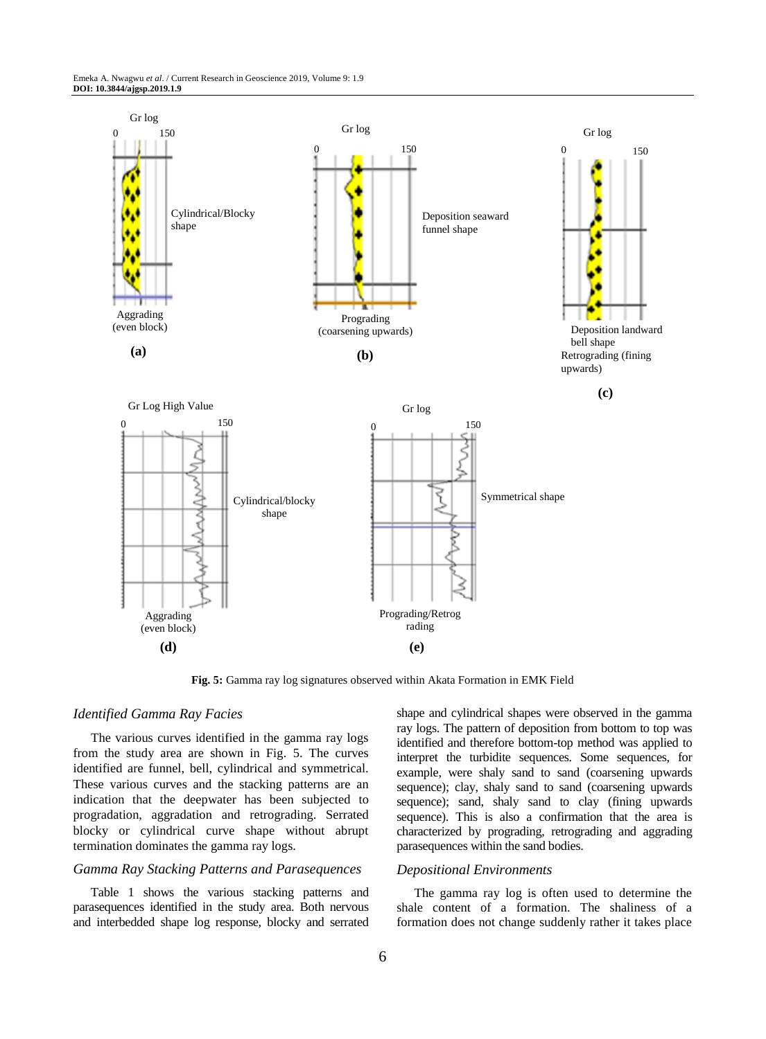Gr log

0 150

Cylindrical/Blocky shape

Aggrading (even block)

**(a)**

Gr log

0 150

Deposition seaward funnel shape

Prograding (coarsening upwards)

**(b)**

Gr log

0 150

Deposition landward bell shape

Retrograding (fining upwards)

**(c)**

Gr Log High Value

0 150

Cylindrical/blocky shape

Aggrading (even block)

**(d)**

Gr log

0 150

Symmetrical shape

Prograding/Retrog rading

**(e)**

**Fig. 5:** Gamma ray log signatures observed within Akata Formation in EMK Field

### *Identified Gamma Ray Facies*

The various curves identified in the gamma ray logs from the study area are shown in Fig. 5. The curves identified are funnel, bell, cylindrical and symmetrical. These various curves and the stacking patterns are an indication that the deepwater has been subjected to progradation, aggradation and retrograding. Serrated blocky or cylindrical curve shape without abrupt termination dominates the gamma ray logs.

### *Gamma Ray Stacking Patterns and Parasequences*

Table 1 shows the various stacking patterns and parasequences identified in the study area. Both nervous and interbedded shape log response, blocky and serrated shape and cylindrical shapes were observed in the gamma ray logs. The pattern of deposition from bottom to top was identified and therefore bottom-top method was applied to interpret the turbidite sequences. Some sequences, for example, were shaly sand to sand (coarsening upwards sequence); clay, shaly sand to sand (coarsening upwards sequence); sand, shaly sand to clay (fining upwards sequence). This is also a confirmation that the area is characterized by prograding, retrograding and aggrading parasequences within the sand bodies.

### *Depositional Environments*

The gamma ray log is often used to determine the shale content of a formation. The shaliness of a formation does not change suddenly rather it takes place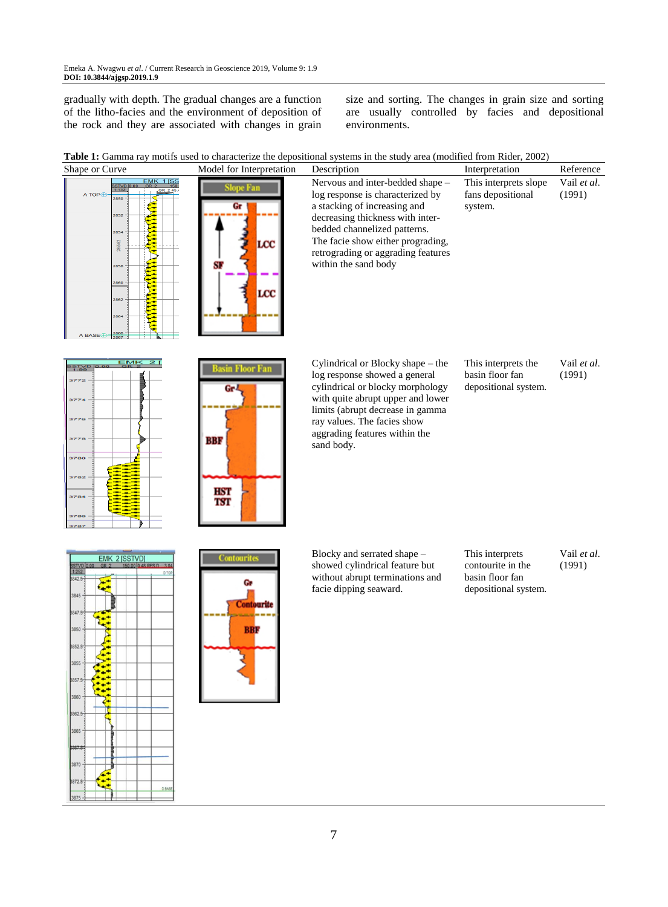gradually with depth. The gradual changes are a function of the litho-facies and the environment of deposition of the rock and they are associated with changes in grain size and sorting. The changes in grain size and sorting are usually controlled by facies and depositional environments.

**Table 1:** Gamma ray motifs used to characterize the depositional systems in the study area (modified from Rider, 2002)

| Shape or Curve | Model for Interpretation | Description | Interpretation | Reference |
|---|---|---|---|---|
| | | Nervous and inter-bedded shape – log response is characterized by a stacking of increasing and decreasing thickness with inter-bedded channelized patterns. The facie show either prograding, retrograding or aggrading features within the sand body | This interprets slope fans depositional system. | Vail *et al*. (1991) |
| | | Cylindrical or Blocky shape – the log response showed a general cylindrical or blocky morphology with quite abrupt upper and lower limits (abrupt decrease in gamma ray values. The facies show aggrading features within the sand body. | This interprets the basin floor fan depositional system. | Vail *et al*. (1991) |
| | | Blocky and serrated shape – showed cylindrical feature but without abrupt terminations and facie dipping seaward. | This interprets contourite in the basin floor fan depositional system. | Vail *et al*. (1991) |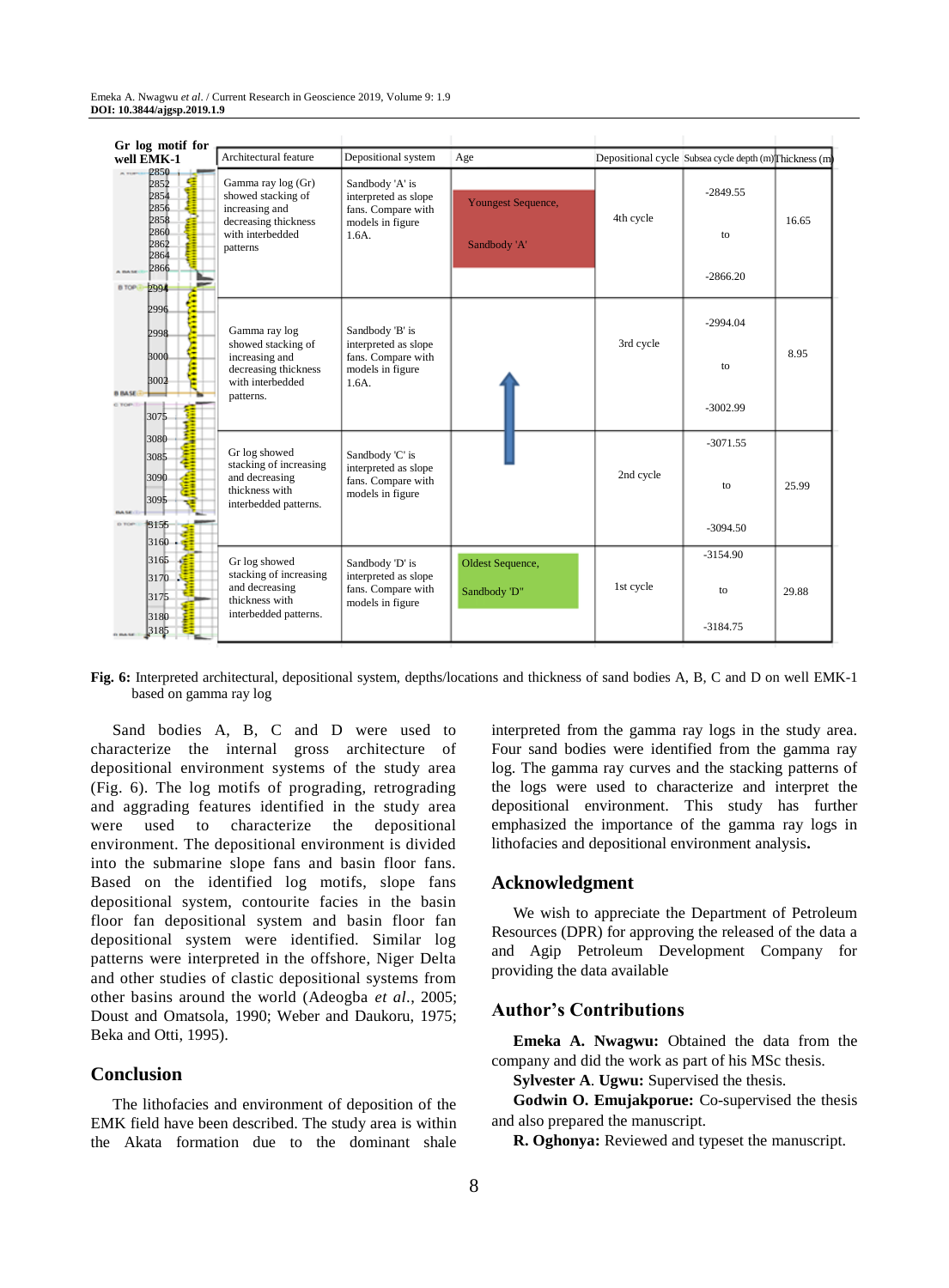| Gr log motif for well EMK-1 | Architectural feature | Depositional system | Age | Depositional cycle | Subsea cycle depth (m) | Thickness (m) |
|---|---|---|---|---|---|---|
| 2850–2866 | Gamma ray log (Gr) showed stacking of increasing and decreasing thickness with interbedded patterns | Sandbody 'A' is interpreted as slope fans. Compare with models in figure 1.6A. | Youngest Sequence, Sandbody 'A' | 4th cycle | -2849.55 to -2866.20 | 16.65 |
| 2994–3002 | Gamma ray log showed stacking of increasing and decreasing thickness with interbedded patterns. | Sandbody 'B' is interpreted as slope fans. Compare with models in figure 1.6A. | | 3rd cycle | -2994.04 to -3002.99 | 8.95 |
| 3075–3095 | Gr log showed stacking of increasing and decreasing thickness with interbedded patterns. | Sandbody 'C' is interpreted as slope fans. Compare with models in figure | | 2nd cycle | -3071.55 to -3094.50 | 25.99 |
| 3155–3185 | Gr log showed stacking of increasing and decreasing thickness with interbedded patterns. | Sandbody 'D' is interpreted as slope fans. Compare with models in figure | Oldest Sequence, Sandbody 'D" | 1st cycle | -3154.90 to -3184.75 | 29.88 |

**Fig. 6:** Interpreted architectural, depositional system, depths/locations and thickness of sand bodies A, B, C and D on well EMK-1 based on gamma ray log

Sand bodies A, B, C and D were used to characterize the internal gross architecture of depositional environment systems of the study area (Fig. 6). The log motifs of prograding, retrograding and aggrading features identified in the study area were used to characterize the depositional environment. The depositional environment is divided into the submarine slope fans and basin floor fans. Based on the identified log motifs, slope fans depositional system, contourite facies in the basin floor fan depositional system and basin floor fan depositional system were identified. Similar log patterns were interpreted in the offshore, Niger Delta and other studies of clastic depositional systems from other basins around the world (Adeogba *et al*., 2005; Doust and Omatsola, 1990; Weber and Daukoru, 1975; Beka and Otti, 1995).

## Conclusion

The lithofacies and environment of deposition of the EMK field have been described. The study area is within the Akata formation due to the dominant shale interpreted from the gamma ray logs in the study area. Four sand bodies were identified from the gamma ray log. The gamma ray curves and the stacking patterns of the logs were used to characterize and interpret the depositional environment. This study has further emphasized the importance of the gamma ray logs in lithofacies and depositional environment analysis**.**

## Acknowledgment

We wish to appreciate the Department of Petroleum Resources (DPR) for approving the released of the data a and Agip Petroleum Development Company for providing the data available

## Author's Contributions

**Emeka A. Nwagwu:** Obtained the data from the company and did the work as part of his MSc thesis.

**Sylvester A**. **Ugwu:** Supervised the thesis.

**Godwin O. Emujakporue:** Co-supervised the thesis and also prepared the manuscript.

**R. Oghonya:** Reviewed and typeset the manuscript.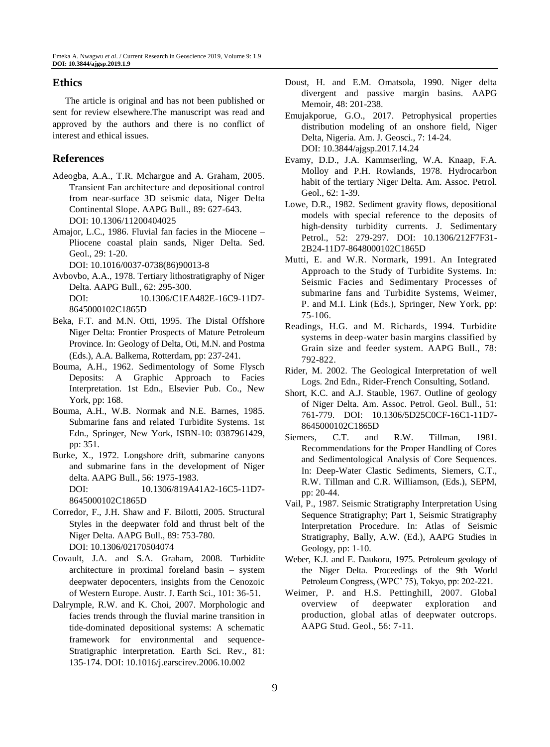## Ethics

The article is original and has not been published or sent for review elsewhere.The manuscript was read and approved by the authors and there is no conflict of interest and ethical issues.

## References

Adeogba, A.A., T.R. Mchargue and A. Graham, 2005. Transient Fan architecture and depositional control from near-surface 3D seismic data, Niger Delta Continental Slope. AAPG Bull., 89: 627-643. DOI: 10.1306/11200404025

Amajor, L.C., 1986. Fluvial fan facies in the Miocene – Pliocene coastal plain sands, Niger Delta. Sed. Geol., 29: 1-20. DOI: 10.1016/0037-0738(86)90013-8

Avbovbo, A.A., 1978. Tertiary lithostratigraphy of Niger Delta. AAPG Bull., 62: 295-300. DOI: 10.1306/C1EA482E-16C9-11D7-8645000102C1865D

Beka, F.T. and M.N. Otti, 1995. The Distal Offshore Niger Delta: Frontier Prospects of Mature Petroleum Province. In: Geology of Delta, Oti, M.N. and Postma (Eds.), A.A. Balkema, Rotterdam, pp: 237-241.

Bouma, A.H., 1962. Sedimentology of Some Flysch Deposits: A Graphic Approach to Facies Interpretation. 1st Edn., Elsevier Pub. Co., New York, pp: 168.

Bouma, A.H., W.B. Normak and N.E. Barnes, 1985. Submarine fans and related Turbidite Systems. 1st Edn., Springer, New York, ISBN-10: 0387961429, pp: 351.

Burke, X., 1972. Longshore drift, submarine canyons and submarine fans in the development of Niger delta. AAPG Bull., 56: 1975-1983. DOI: 10.1306/819A41A2-16C5-11D7-8645000102C1865D

Corredor, F., J.H. Shaw and F. Bilotti, 2005. Structural Styles in the deepwater fold and thrust belt of the Niger Delta. AAPG Bull., 89: 753-780. DOI: 10.1306/02170504074

Covault, J.A. and S.A. Graham, 2008. Turbidite architecture in proximal foreland basin – system deepwater depocenters, insights from the Cenozoic of Western Europe. Austr. J. Earth Sci., 101: 36-51.

Dalrymple, R.W. and K. Choi, 2007. Morphologic and facies trends through the fluvial marine transition in tide-dominated depositional systems: A schematic framework for environmental and sequence-Stratigraphic interpretation. Earth Sci. Rev., 81: 135-174. DOI: 10.1016/j.earscirev.2006.10.002

Doust, H. and E.M. Omatsola, 1990. Niger delta divergent and passive margin basins. AAPG Memoir, 48: 201-238.

Emujakporue, G.O., 2017. Petrophysical properties distribution modeling of an onshore field, Niger Delta, Nigeria. Am. J. Geosci., 7: 14-24. DOI: 10.3844/ajgsp.2017.14.24

Evamy, D.D., J.A. Kammserling, W.A. Knaap, F.A. Molloy and P.H. Rowlands, 1978. Hydrocarbon habit of the tertiary Niger Delta. Am. Assoc. Petrol. Geol., 62: 1-39.

Lowe, D.R., 1982. Sediment gravity flows, depositional models with special reference to the deposits of high-density turbidity currents. J. Sedimentary Petrol., 52: 279-297. DOI: 10.1306/212F7F31-2B24-11D7-8648000102C1865D

Mutti, E. and W.R. Normark, 1991. An Integrated Approach to the Study of Turbidite Systems. In: Seismic Facies and Sedimentary Processes of submarine fans and Turbidite Systems, Weimer, P. and M.I. Link (Eds.), Springer, New York, pp: 75-106.

Readings, H.G. and M. Richards, 1994. Turbidite systems in deep-water basin margins classified by Grain size and feeder system. AAPG Bull., 78: 792-822.

Rider, M. 2002. The Geological Interpretation of well Logs. 2nd Edn., Rider-French Consulting, Sotland.

Short, K.C. and A.J. Stauble, 1967. Outline of geology of Niger Delta. Am. Assoc. Petrol. Geol. Bull., 51: 761-779. DOI: 10.1306/5D25C0CF-16C1-11D7-8645000102C1865D

Siemers, C.T. and R.W. Tillman, 1981. Recommendations for the Proper Handling of Cores and Sedimentological Analysis of Core Sequences. In: Deep-Water Clastic Sediments, Siemers, C.T., R.W. Tillman and C.R. Williamson, (Eds.), SEPM, pp: 20-44.

Vail, P., 1987. Seismic Stratigraphy Interpretation Using Sequence Stratigraphy; Part 1, Seismic Stratigraphy Interpretation Procedure. In: Atlas of Seismic Stratigraphy, Bally, A.W. (Ed.), AAPG Studies in Geology, pp: 1-10.

Weber, K.J. and E. Daukoru, 1975. Petroleum geology of the Niger Delta. Proceedings of the 9th World Petroleum Congress, (WPC' 75), Tokyo, pp: 202-221.

Weimer, P. and H.S. Pettinghill, 2007. Global overview of deepwater exploration and production, global atlas of deepwater outcrops. AAPG Stud. Geol., 56: 7-11.